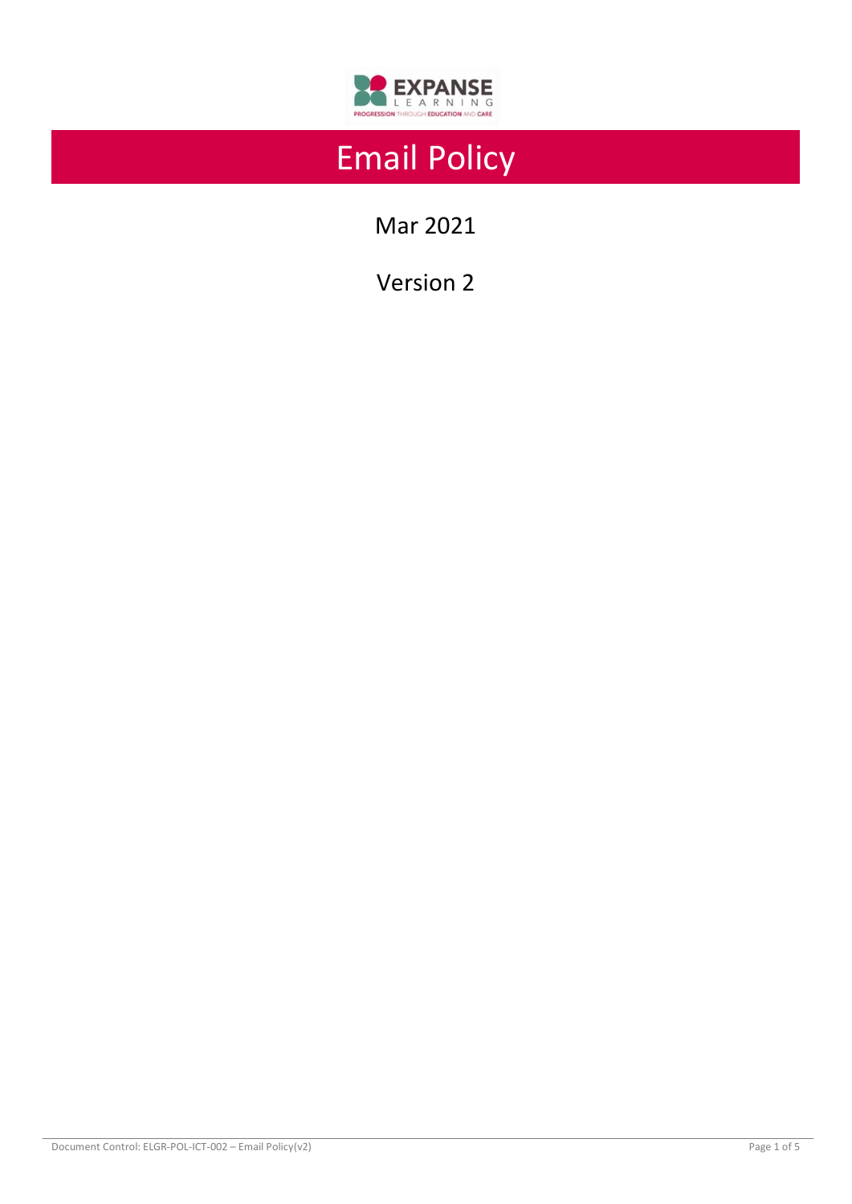EXPANSE LEARNING

PROGRESSION THROUGH EDUCATION AND CARE

# Email Policy

Mar 2021

Version 2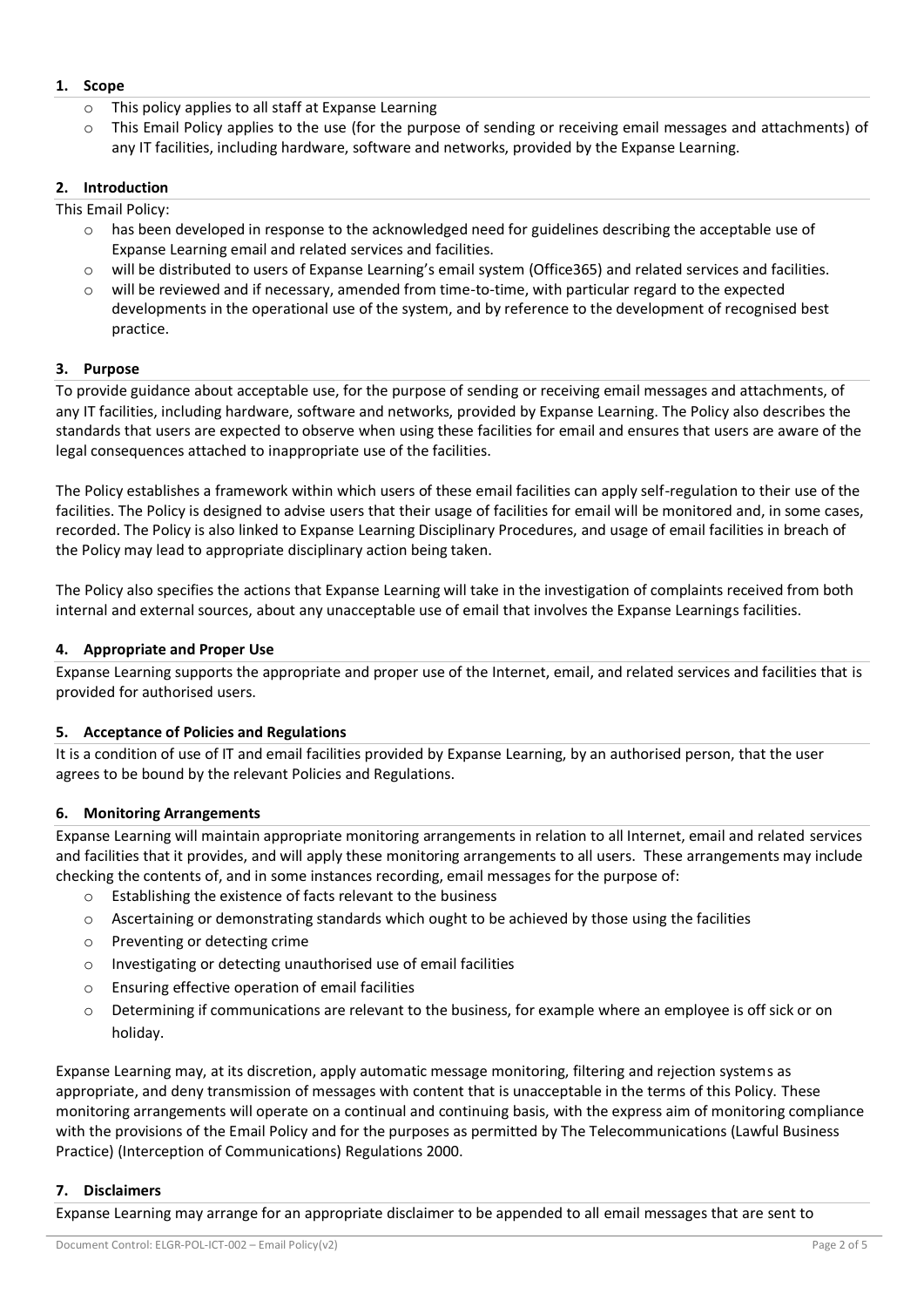## 1. Scope

- This policy applies to all staff at Expanse Learning
- This Email Policy applies to the use (for the purpose of sending or receiving email messages and attachments) of any IT facilities, including hardware, software and networks, provided by the Expanse Learning.

## 2. Introduction

This Email Policy:

- has been developed in response to the acknowledged need for guidelines describing the acceptable use of Expanse Learning email and related services and facilities.
- will be distributed to users of Expanse Learning's email system (Office365) and related services and facilities.
- will be reviewed and if necessary, amended from time-to-time, with particular regard to the expected developments in the operational use of the system, and by reference to the development of recognised best practice.

## 3. Purpose

To provide guidance about acceptable use, for the purpose of sending or receiving email messages and attachments, of any IT facilities, including hardware, software and networks, provided by Expanse Learning. The Policy also describes the standards that users are expected to observe when using these facilities for email and ensures that users are aware of the legal consequences attached to inappropriate use of the facilities.

The Policy establishes a framework within which users of these email facilities can apply self-regulation to their use of the facilities. The Policy is designed to advise users that their usage of facilities for email will be monitored and, in some cases, recorded. The Policy is also linked to Expanse Learning Disciplinary Procedures, and usage of email facilities in breach of the Policy may lead to appropriate disciplinary action being taken.

The Policy also specifies the actions that Expanse Learning will take in the investigation of complaints received from both internal and external sources, about any unacceptable use of email that involves the Expanse Learnings facilities.

## 4. Appropriate and Proper Use

Expanse Learning supports the appropriate and proper use of the Internet, email, and related services and facilities that is provided for authorised users.

## 5. Acceptance of Policies and Regulations

It is a condition of use of IT and email facilities provided by Expanse Learning, by an authorised person, that the user agrees to be bound by the relevant Policies and Regulations.

## 6. Monitoring Arrangements

Expanse Learning will maintain appropriate monitoring arrangements in relation to all Internet, email and related services and facilities that it provides, and will apply these monitoring arrangements to all users. These arrangements may include checking the contents of, and in some instances recording, email messages for the purpose of:

- Establishing the existence of facts relevant to the business
- Ascertaining or demonstrating standards which ought to be achieved by those using the facilities
- Preventing or detecting crime
- Investigating or detecting unauthorised use of email facilities
- Ensuring effective operation of email facilities
- Determining if communications are relevant to the business, for example where an employee is off sick or on holiday.

Expanse Learning may, at its discretion, apply automatic message monitoring, filtering and rejection systems as appropriate, and deny transmission of messages with content that is unacceptable in the terms of this Policy. These monitoring arrangements will operate on a continual and continuing basis, with the express aim of monitoring compliance with the provisions of the Email Policy and for the purposes as permitted by The Telecommunications (Lawful Business Practice) (Interception of Communications) Regulations 2000.

## 7. Disclaimers

Expanse Learning may arrange for an appropriate disclaimer to be appended to all email messages that are sent to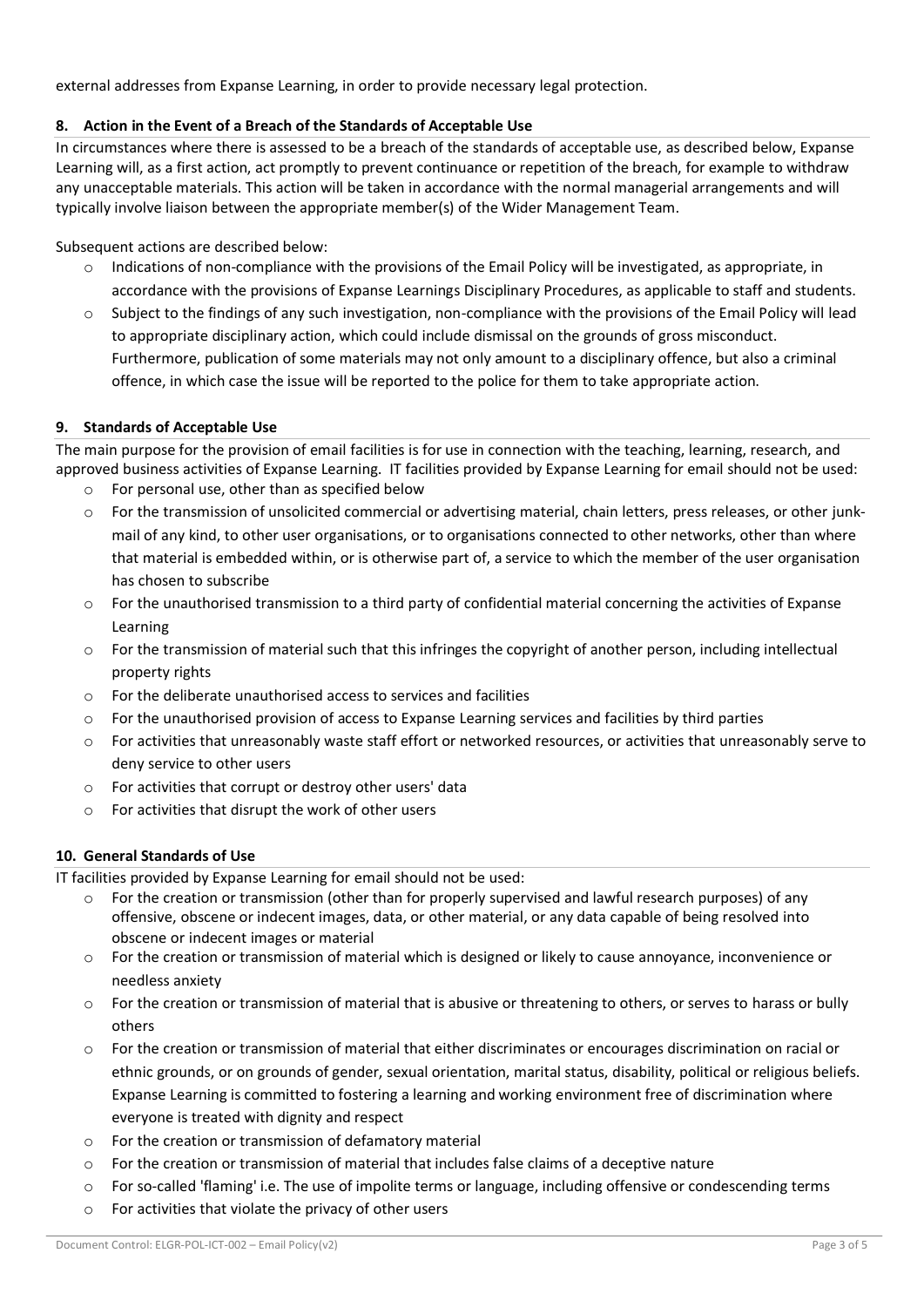external addresses from Expanse Learning, in order to provide necessary legal protection.

## 8. Action in the Event of a Breach of the Standards of Acceptable Use

In circumstances where there is assessed to be a breach of the standards of acceptable use, as described below, Expanse Learning will, as a first action, act promptly to prevent continuance or repetition of the breach, for example to withdraw any unacceptable materials. This action will be taken in accordance with the normal managerial arrangements and will typically involve liaison between the appropriate member(s) of the Wider Management Team.

Subsequent actions are described below:

- Indications of non-compliance with the provisions of the Email Policy will be investigated, as appropriate, in accordance with the provisions of Expanse Learnings Disciplinary Procedures, as applicable to staff and students.
- Subject to the findings of any such investigation, non-compliance with the provisions of the Email Policy will lead to appropriate disciplinary action, which could include dismissal on the grounds of gross misconduct. Furthermore, publication of some materials may not only amount to a disciplinary offence, but also a criminal offence, in which case the issue will be reported to the police for them to take appropriate action.

## 9. Standards of Acceptable Use

The main purpose for the provision of email facilities is for use in connection with the teaching, learning, research, and approved business activities of Expanse Learning. IT facilities provided by Expanse Learning for email should not be used:

- For personal use, other than as specified below
- For the transmission of unsolicited commercial or advertising material, chain letters, press releases, or other junk-mail of any kind, to other user organisations, or to organisations connected to other networks, other than where that material is embedded within, or is otherwise part of, a service to which the member of the user organisation has chosen to subscribe
- For the unauthorised transmission to a third party of confidential material concerning the activities of Expanse Learning
- For the transmission of material such that this infringes the copyright of another person, including intellectual property rights
- For the deliberate unauthorised access to services and facilities
- For the unauthorised provision of access to Expanse Learning services and facilities by third parties
- For activities that unreasonably waste staff effort or networked resources, or activities that unreasonably serve to deny service to other users
- For activities that corrupt or destroy other users' data
- For activities that disrupt the work of other users

## 10. General Standards of Use

IT facilities provided by Expanse Learning for email should not be used:

- For the creation or transmission (other than for properly supervised and lawful research purposes) of any offensive, obscene or indecent images, data, or other material, or any data capable of being resolved into obscene or indecent images or material
- For the creation or transmission of material which is designed or likely to cause annoyance, inconvenience or needless anxiety
- For the creation or transmission of material that is abusive or threatening to others, or serves to harass or bully others
- For the creation or transmission of material that either discriminates or encourages discrimination on racial or ethnic grounds, or on grounds of gender, sexual orientation, marital status, disability, political or religious beliefs. Expanse Learning is committed to fostering a learning and working environment free of discrimination where everyone is treated with dignity and respect
- For the creation or transmission of defamatory material
- For the creation or transmission of material that includes false claims of a deceptive nature
- For so-called 'flaming' i.e. The use of impolite terms or language, including offensive or condescending terms
- For activities that violate the privacy of other users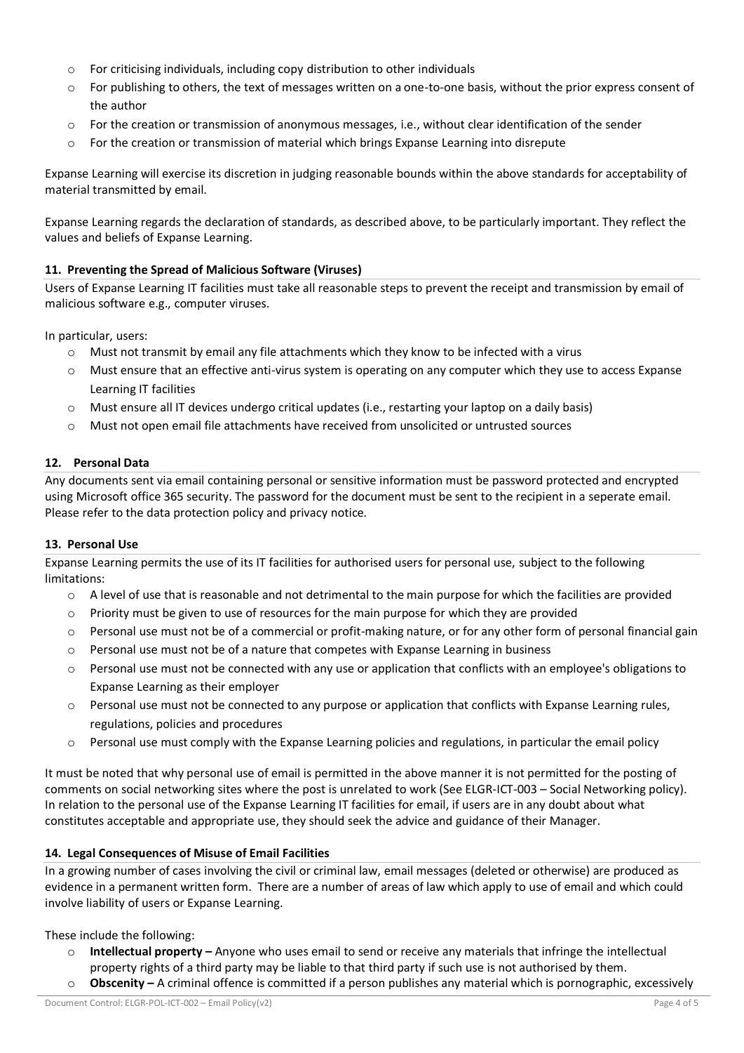- For criticising individuals, including copy distribution to other individuals
- For publishing to others, the text of messages written on a one-to-one basis, without the prior express consent of the author
- For the creation or transmission of anonymous messages, i.e., without clear identification of the sender
- For the creation or transmission of material which brings Expanse Learning into disrepute

Expanse Learning will exercise its discretion in judging reasonable bounds within the above standards for acceptability of material transmitted by email.

Expanse Learning regards the declaration of standards, as described above, to be particularly important. They reflect the values and beliefs of Expanse Learning.

### 11. Preventing the Spread of Malicious Software (Viruses)

Users of Expanse Learning IT facilities must take all reasonable steps to prevent the receipt and transmission by email of malicious software e.g., computer viruses.

In particular, users:

- Must not transmit by email any file attachments which they know to be infected with a virus
- Must ensure that an effective anti-virus system is operating on any computer which they use to access Expanse Learning IT facilities
- Must ensure all IT devices undergo critical updates (i.e., restarting your laptop on a daily basis)
- Must not open email file attachments have received from unsolicited or untrusted sources

### 12. Personal Data

Any documents sent via email containing personal or sensitive information must be password protected and encrypted using Microsoft office 365 security. The password for the document must be sent to the recipient in a seperate email. Please refer to the data protection policy and privacy notice.

### 13. Personal Use

Expanse Learning permits the use of its IT facilities for authorised users for personal use, subject to the following limitations:

- A level of use that is reasonable and not detrimental to the main purpose for which the facilities are provided
- Priority must be given to use of resources for the main purpose for which they are provided
- Personal use must not be of a commercial or profit-making nature, or for any other form of personal financial gain
- Personal use must not be of a nature that competes with Expanse Learning in business
- Personal use must not be connected with any use or application that conflicts with an employee's obligations to Expanse Learning as their employer
- Personal use must not be connected to any purpose or application that conflicts with Expanse Learning rules, regulations, policies and procedures
- Personal use must comply with the Expanse Learning policies and regulations, in particular the email policy

It must be noted that why personal use of email is permitted in the above manner it is not permitted for the posting of comments on social networking sites where the post is unrelated to work (See ELGR-ICT-003 – Social Networking policy). In relation to the personal use of the Expanse Learning IT facilities for email, if users are in any doubt about what constitutes acceptable and appropriate use, they should seek the advice and guidance of their Manager.

### 14. Legal Consequences of Misuse of Email Facilities

In a growing number of cases involving the civil or criminal law, email messages (deleted or otherwise) are produced as evidence in a permanent written form. There are a number of areas of law which apply to use of email and which could involve liability of users or Expanse Learning.

These include the following:

- **Intellectual property –** Anyone who uses email to send or receive any materials that infringe the intellectual property rights of a third party may be liable to that third party if such use is not authorised by them.
- **Obscenity –** A criminal offence is committed if a person publishes any material which is pornographic, excessively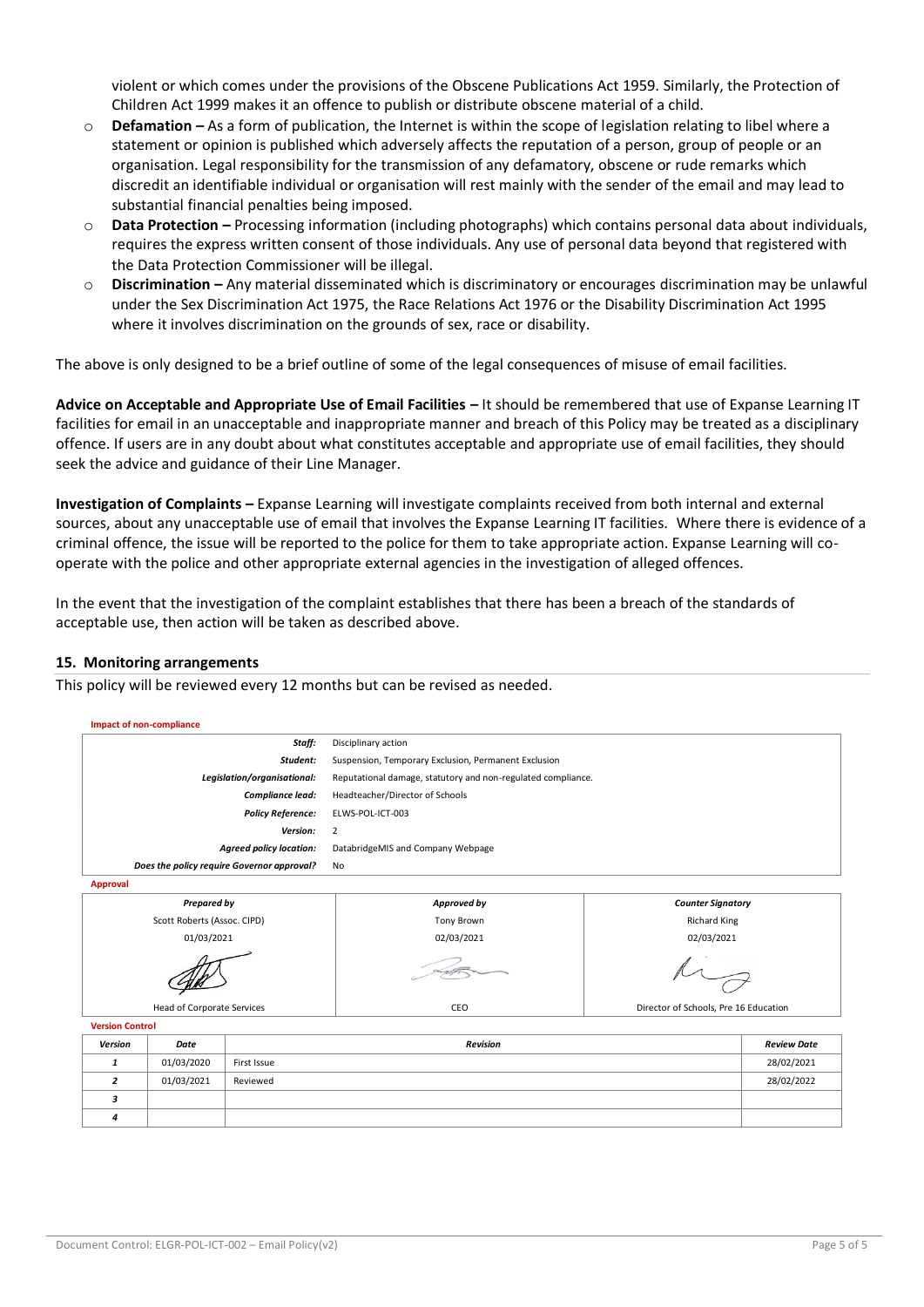violent or which comes under the provisions of the Obscene Publications Act 1959. Similarly, the Protection of Children Act 1999 makes it an offence to publish or distribute obscene material of a child.

- **Defamation –** As a form of publication, the Internet is within the scope of legislation relating to libel where a statement or opinion is published which adversely affects the reputation of a person, group of people or an organisation. Legal responsibility for the transmission of any defamatory, obscene or rude remarks which discredit an identifiable individual or organisation will rest mainly with the sender of the email and may lead to substantial financial penalties being imposed.
- **Data Protection –** Processing information (including photographs) which contains personal data about individuals, requires the express written consent of those individuals. Any use of personal data beyond that registered with the Data Protection Commissioner will be illegal.
- **Discrimination –** Any material disseminated which is discriminatory or encourages discrimination may be unlawful under the Sex Discrimination Act 1975, the Race Relations Act 1976 or the Disability Discrimination Act 1995 where it involves discrimination on the grounds of sex, race or disability.

The above is only designed to be a brief outline of some of the legal consequences of misuse of email facilities.

**Advice on Acceptable and Appropriate Use of Email Facilities –** It should be remembered that use of Expanse Learning IT facilities for email in an unacceptable and inappropriate manner and breach of this Policy may be treated as a disciplinary offence. If users are in any doubt about what constitutes acceptable and appropriate use of email facilities, they should seek the advice and guidance of their Line Manager.

**Investigation of Complaints –** Expanse Learning will investigate complaints received from both internal and external sources, about any unacceptable use of email that involves the Expanse Learning IT facilities. Where there is evidence of a criminal offence, the issue will be reported to the police for them to take appropriate action. Expanse Learning will co-operate with the police and other appropriate external agencies in the investigation of alleged offences.

In the event that the investigation of the complaint establishes that there has been a breach of the standards of acceptable use, then action will be taken as described above.

## 15. Monitoring arrangements

This policy will be reviewed every 12 months but can be revised as needed.

**Impact of non-compliance**

| | |
|---|---|
| ***Staff:*** | Disciplinary action |
| ***Student:*** | Suspension, Temporary Exclusion, Permanent Exclusion |
| ***Legislation/organisational:*** | Reputational damage, statutory and non-regulated compliance. |
| ***Compliance lead:*** | Headteacher/Director of Schools |
| ***Policy Reference:*** | ELWS-POL-ICT-003 |
| ***Version:*** | 2 |
| ***Agreed policy location:*** | DatabridgeMIS and Company Webpage |
| ***Does the policy require Governor approval?*** | No |

**Approval**

| *Prepared by* | *Approved by* | *Counter Signatory* |
|---|---|---|
| Scott Roberts (Assoc. CIPD) | Tony Brown | Richard King |
| 01/03/2021 | 02/03/2021 | 02/03/2021 |
| [signature] | [signature] | [signature] |
| Head of Corporate Services | CEO | Director of Schools, Pre 16 Education |

**Version Control**

| *Version* | *Date* | *Revision* | *Review Date* |
|---|---|---|---|
| *1* | 01/03/2020 | First Issue | 28/02/2021 |
| *2* | 01/03/2021 | Reviewed | 28/02/2022 |
| *3* | | | |
| *4* | | | |

Document Control: ELGR-POL-ICT-002 – Email Policy(v2)